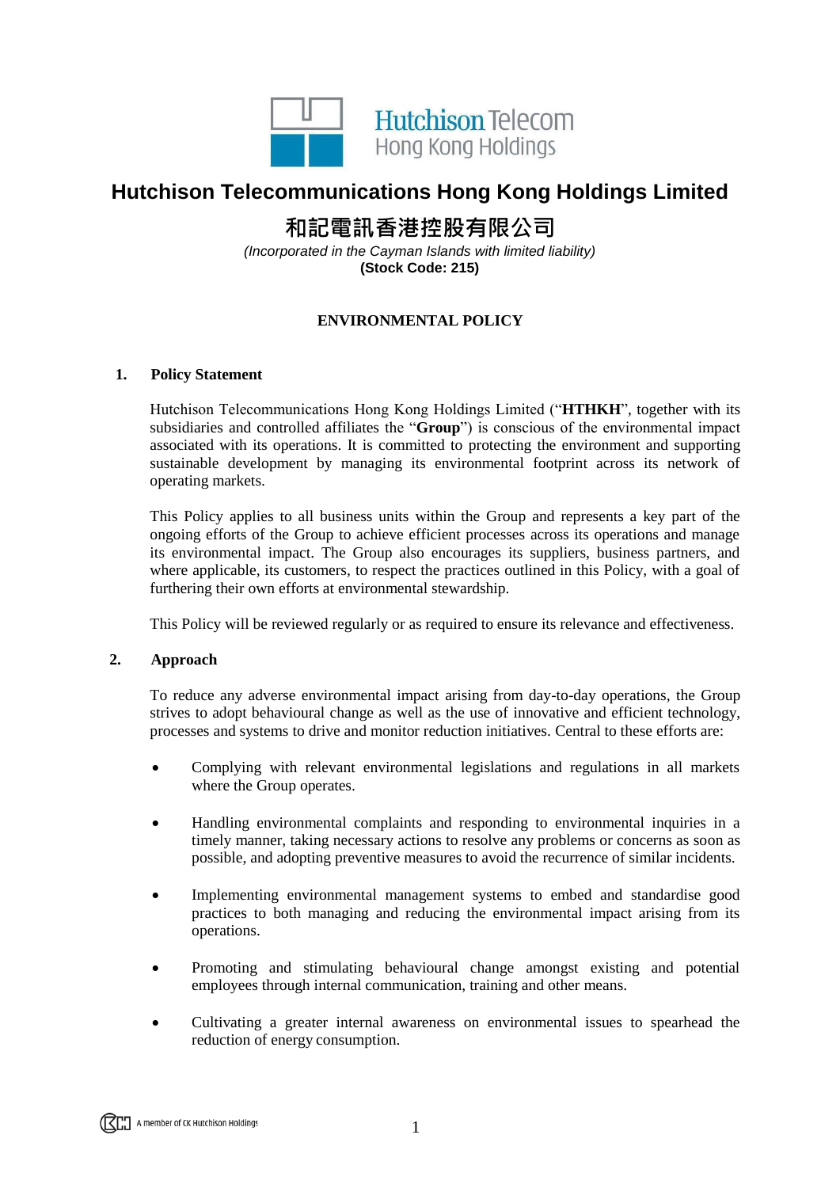# Hutchison Telecommunications Hong Kong Holdings Limited

# 和記電訊香港控股有限公司

*(Incorporated in the Cayman Islands with limited liability)*

**(Stock Code: 215)**

## ENVIRONMENTAL POLICY

### 1. Policy Statement

Hutchison Telecommunications Hong Kong Holdings Limited ("**HTHKH**", together with its subsidiaries and controlled affiliates the "**Group**") is conscious of the environmental impact associated with its operations. It is committed to protecting the environment and supporting sustainable development by managing its environmental footprint across its network of operating markets.

This Policy applies to all business units within the Group and represents a key part of the ongoing efforts of the Group to achieve efficient processes across its operations and manage its environmental impact. The Group also encourages its suppliers, business partners, and where applicable, its customers, to respect the practices outlined in this Policy, with a goal of furthering their own efforts at environmental stewardship.

This Policy will be reviewed regularly or as required to ensure its relevance and effectiveness.

### 2. Approach

To reduce any adverse environmental impact arising from day-to-day operations, the Group strives to adopt behavioural change as well as the use of innovative and efficient technology, processes and systems to drive and monitor reduction initiatives. Central to these efforts are:

- Complying with relevant environmental legislations and regulations in all markets where the Group operates.
- Handling environmental complaints and responding to environmental inquiries in a timely manner, taking necessary actions to resolve any problems or concerns as soon as possible, and adopting preventive measures to avoid the recurrence of similar incidents.
- Implementing environmental management systems to embed and standardise good practices to both managing and reducing the environmental impact arising from its operations.
- Promoting and stimulating behavioural change amongst existing and potential employees through internal communication, training and other means.
- Cultivating a greater internal awareness on environmental issues to spearhead the reduction of energy consumption.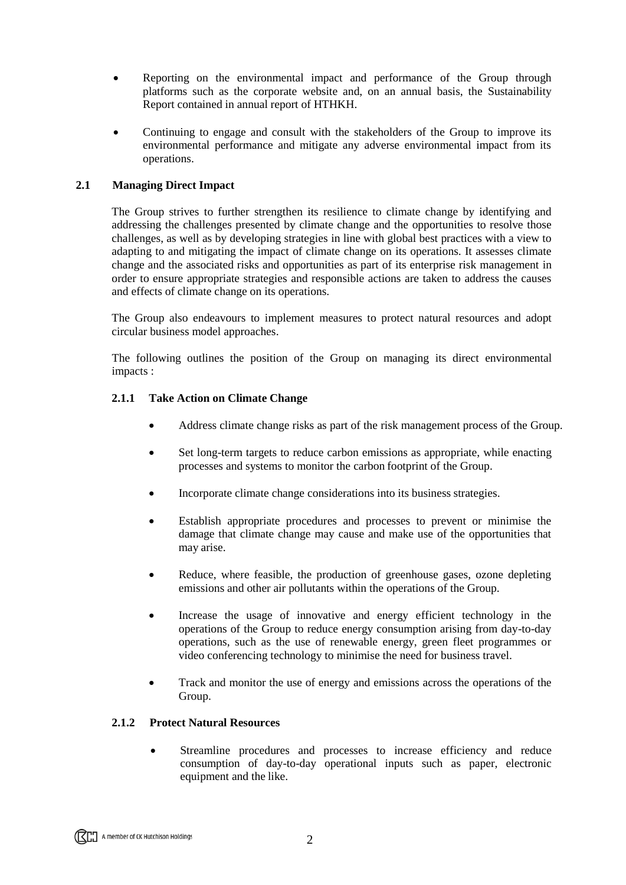- Reporting on the environmental impact and performance of the Group through platforms such as the corporate website and, on an annual basis, the Sustainability Report contained in annual report of HTHKH.
- Continuing to engage and consult with the stakeholders of the Group to improve its environmental performance and mitigate any adverse environmental impact from its operations.

## 2.1 Managing Direct Impact

The Group strives to further strengthen its resilience to climate change by identifying and addressing the challenges presented by climate change and the opportunities to resolve those challenges, as well as by developing strategies in line with global best practices with a view to adapting to and mitigating the impact of climate change on its operations. It assesses climate change and the associated risks and opportunities as part of its enterprise risk management in order to ensure appropriate strategies and responsible actions are taken to address the causes and effects of climate change on its operations.

The Group also endeavours to implement measures to protect natural resources and adopt circular business model approaches.

The following outlines the position of the Group on managing its direct environmental impacts :

### 2.1.1 Take Action on Climate Change

- Address climate change risks as part of the risk management process of the Group.
- Set long-term targets to reduce carbon emissions as appropriate, while enacting processes and systems to monitor the carbon footprint of the Group.
- Incorporate climate change considerations into its business strategies.
- Establish appropriate procedures and processes to prevent or minimise the damage that climate change may cause and make use of the opportunities that may arise.
- Reduce, where feasible, the production of greenhouse gases, ozone depleting emissions and other air pollutants within the operations of the Group.
- Increase the usage of innovative and energy efficient technology in the operations of the Group to reduce energy consumption arising from day-to-day operations, such as the use of renewable energy, green fleet programmes or video conferencing technology to minimise the need for business travel.
- Track and monitor the use of energy and emissions across the operations of the Group.

### 2.1.2 Protect Natural Resources

- Streamline procedures and processes to increase efficiency and reduce consumption of day-to-day operational inputs such as paper, electronic equipment and the like.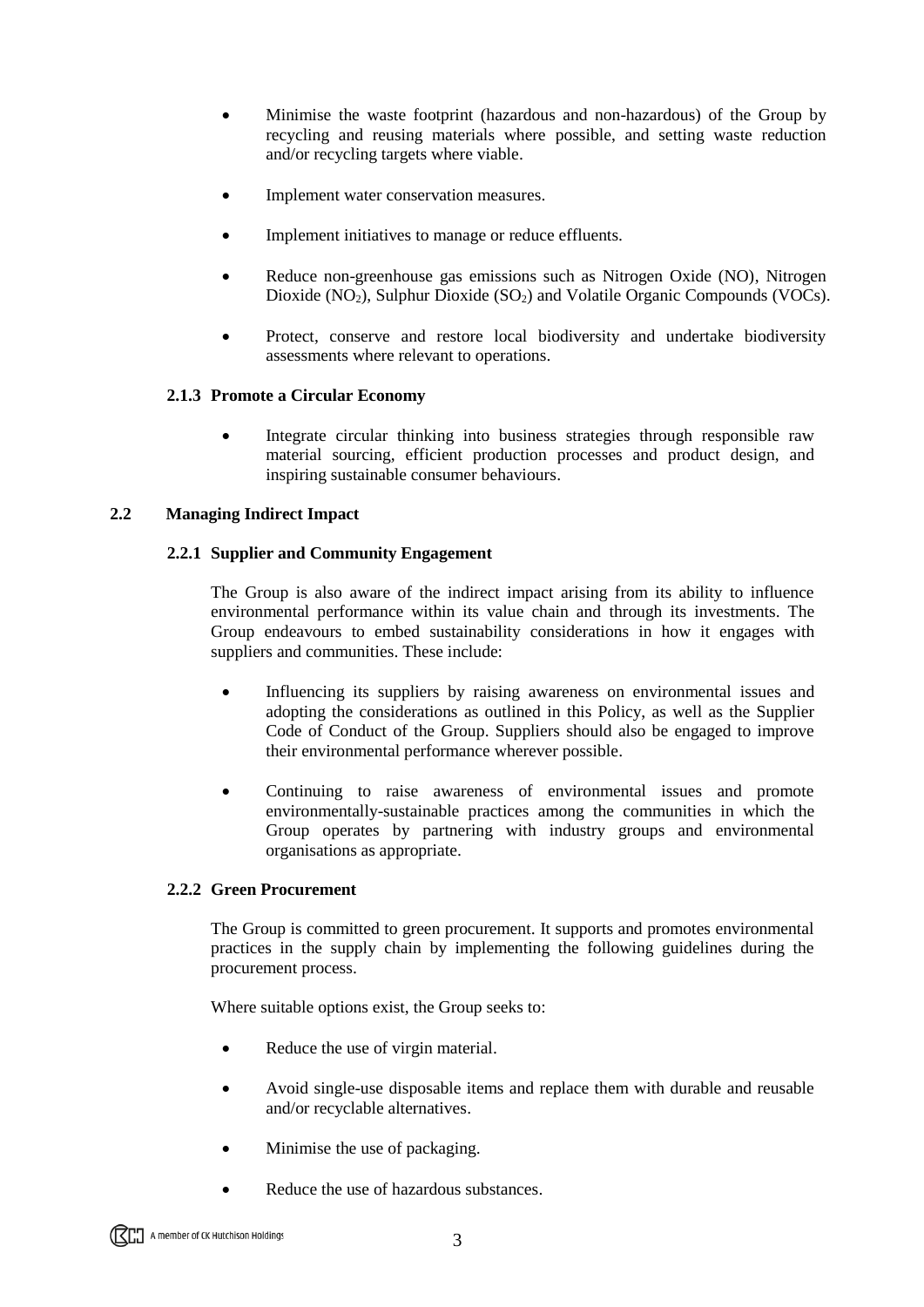- Minimise the waste footprint (hazardous and non-hazardous) of the Group by recycling and reusing materials where possible, and setting waste reduction and/or recycling targets where viable.

- Implement water conservation measures.

- Implement initiatives to manage or reduce effluents.

- Reduce non-greenhouse gas emissions such as Nitrogen Oxide (NO), Nitrogen Dioxide ($NO_2$), Sulphur Dioxide ($SO_2$) and Volatile Organic Compounds (VOCs).

- Protect, conserve and restore local biodiversity and undertake biodiversity assessments where relevant to operations.

#### 2.1.3 Promote a Circular Economy

- Integrate circular thinking into business strategies through responsible raw material sourcing, efficient production processes and product design, and inspiring sustainable consumer behaviours.

### 2.2 Managing Indirect Impact

#### 2.2.1 Supplier and Community Engagement

The Group is also aware of the indirect impact arising from its ability to influence environmental performance within its value chain and through its investments. The Group endeavours to embed sustainability considerations in how it engages with suppliers and communities. These include:

- Influencing its suppliers by raising awareness on environmental issues and adopting the considerations as outlined in this Policy, as well as the Supplier Code of Conduct of the Group. Suppliers should also be engaged to improve their environmental performance wherever possible.

- Continuing to raise awareness of environmental issues and promote environmentally-sustainable practices among the communities in which the Group operates by partnering with industry groups and environmental organisations as appropriate.

#### 2.2.2 Green Procurement

The Group is committed to green procurement. It supports and promotes environmental practices in the supply chain by implementing the following guidelines during the procurement process.

Where suitable options exist, the Group seeks to:

- Reduce the use of virgin material.

- Avoid single-use disposable items and replace them with durable and reusable and/or recyclable alternatives.

- Minimise the use of packaging.

- Reduce the use of hazardous substances.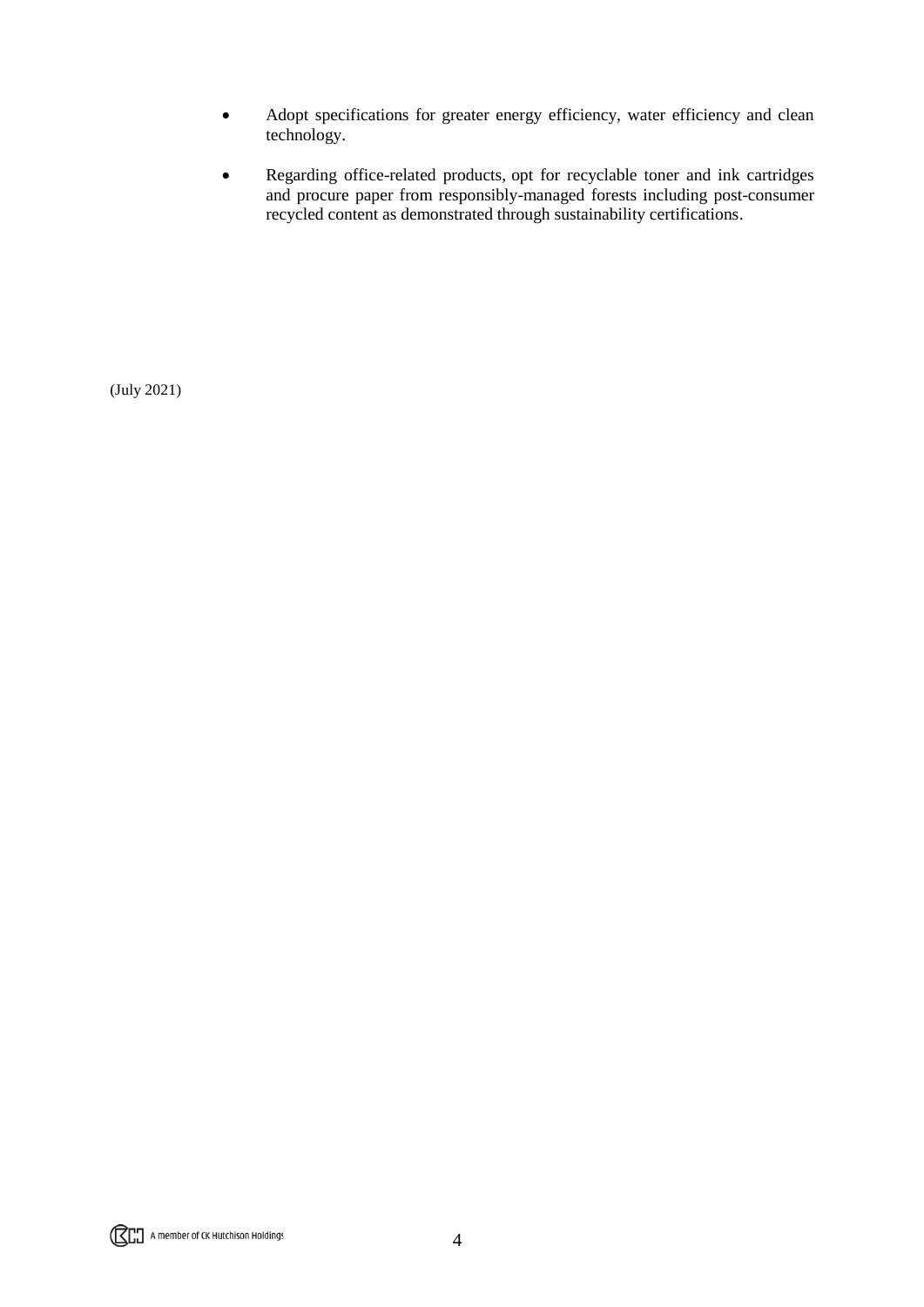- Adopt specifications for greater energy efficiency, water efficiency and clean technology.
- Regarding office-related products, opt for recyclable toner and ink cartridges and procure paper from responsibly-managed forests including post-consumer recycled content as demonstrated through sustainability certifications.

(July 2021)